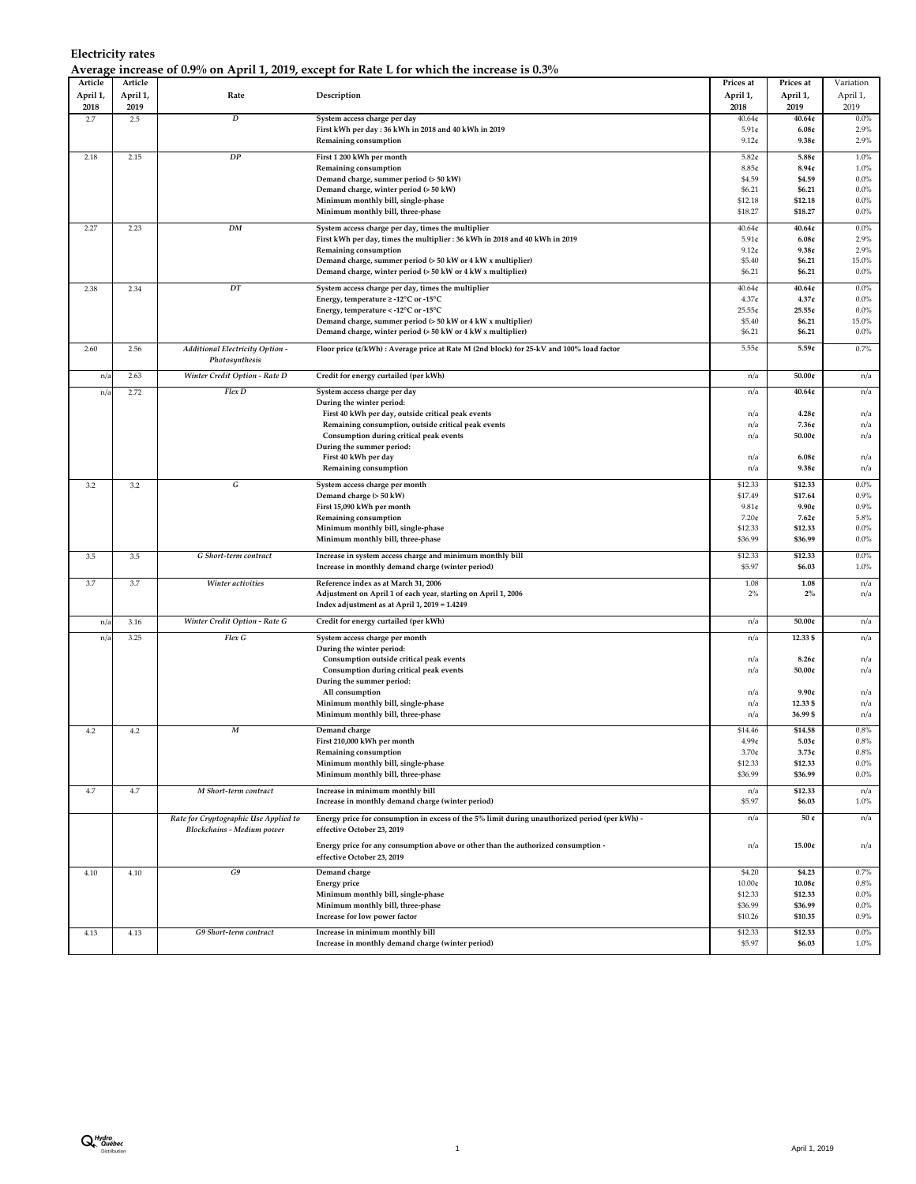**Electricity rates**

**Average increase of 0.9% on April 1, 2019, except for Rate L for which the increase is 0.3%**

| Article April 1, 2018 | Article April 1, 2019 | Rate | Description | Prices at April 1, 2018 | Prices at April 1, 2019 | Variation April 1, 2019 |
|---|---|---|---|---|---|---|
| 2.7 | 2.5 | *D* | System access charge per day | 40.64¢ | **40.64¢** | 0.0% |
| | | | First kWh per day : 36 kWh in 2018 and 40 kWh in 2019 | 5.91¢ | **6.08¢** | 2.9% |
| | | | Remaining consumption | 9.12¢ | **9.38¢** | 2.9% |
| 2.18 | 2.15 | *DP* | First 1 200 kWh per month | 5.82¢ | **5.88¢** | 1.0% |
| | | | Remaining consumption | 8.85¢ | **8.94¢** | 1.0% |
| | | | Demand charge, summer period (> 50 kW) | $4.59 | **$4.59** | 0.0% |
| | | | Demand charge, winter period (> 50 kW) | $6.21 | **$6.21** | 0.0% |
| | | | Minimum monthly bill, single-phase | $12.18 | **$12.18** | 0.0% |
| | | | Minimum monthly bill, three-phase | $18.27 | **$18.27** | 0.0% |
| 2.27 | 2.23 | *DM* | System access charge per day, times the multiplier | 40.64¢ | **40.64¢** | 0.0% |
| | | | First kWh per day, times the multiplier : 36 kWh in 2018 and 40 kWh in 2019 | 5.91¢ | **6.08¢** | 2.9% |
| | | | Remaining consumption | 9.12¢ | **9.38¢** | 2.9% |
| | | | Demand charge, summer period (> 50 kW or 4 kW x multiplier) | $5.40 | **$6.21** | 15.0% |
| | | | Demand charge, winter period (> 50 kW or 4 kW x multiplier) | $6.21 | **$6.21** | 0.0% |
| 2.38 | 2.34 | *DT* | System access charge per day, times the multiplier | 40.64¢ | **40.64¢** | 0.0% |
| | | | Energy, temperature ≥ -12°C or -15°C | 4.37¢ | **4.37¢** | 0.0% |
| | | | Energy, temperature < -12°C or -15°C | 25.55¢ | **25.55¢** | 0.0% |
| | | | Demand charge, summer period (> 50 kW or 4 kW x multiplier) | $5.40 | **$6.21** | 15.0% |
| | | | Demand charge, winter period (> 50 kW or 4 kW x multiplier) | $6.21 | **$6.21** | 0.0% |
| 2.60 | 2.56 | *Additional Electricity Option - Photosynthesis* | Floor price (¢/kWh) : Average price at Rate M (2nd block) for 25-kV and 100% load factor | 5.55¢ | **5.59¢** | 0.7% |
| n/a | 2.63 | *Winter Credit Option - Rate D* | Credit for energy curtailed (per kWh) | n/a | **50.00¢** | n/a |
| n/a | 2.72 | *Flex D* | System access charge per day | n/a | **40.64¢** | n/a |
| | | | During the winter period: | | | |
| | | | First 40 kWh per day, outside critical peak events | n/a | **4.28¢** | n/a |
| | | | Remaining consumption, outside critical peak events | n/a | **7.36¢** | n/a |
| | | | Consumption during critical peak events | n/a | **50.00¢** | n/a |
| | | | During the summer period: | | | |
| | | | First 40 kWh per day | n/a | **6.08¢** | n/a |
| | | | Remaining consumption | n/a | **9.38¢** | n/a |
| 3.2 | 3.2 | *G* | System access charge per month | $12.33 | **$12.33** | 0.0% |
| | | | Demand charge (> 50 kW) | $17.49 | **$17.64** | 0.9% |
| | | | First 15,090 kWh per month | 9.81¢ | **9.90¢** | 0.9% |
| | | | Remaining consumption | 7.20¢ | **7.62¢** | 5.8% |
| | | | Minimum monthly bill, single-phase | $12.33 | **$12.33** | 0.0% |
| | | | Minimum monthly bill, three-phase | $36.99 | **$36.99** | 0.0% |
| 3.5 | 3.5 | *G Short-term contract* | Increase in system access charge and minimum monthly bill | $12.33 | **$12.33** | 0.0% |
| | | | Increase in monthly demand charge (winter period) | $5.97 | **$6.03** | 1.0% |
| 3.7 | 3.7 | *Winter activities* | Reference index as at March 31, 2006 | 1.08 | **1.08** | n/a |
| | | | Adjustment on April 1 of each year, starting on April 1, 2006 | 2% | **2%** | n/a |
| | | | Index adjustment as at April 1, 2019 = 1.4249 | | | |
| n/a | 3.16 | *Winter Credit Option - Rate G* | Credit for energy curtailed (per kWh) | n/a | **50.00¢** | n/a |
| n/a | 3.25 | *Flex G* | System access charge per month | n/a | **12.33 $** | n/a |
| | | | During the winter period: | | | |
| | | | Consumption outside critical peak events | n/a | **8.26¢** | n/a |
| | | | Consumption during critical peak events | n/a | **50.00¢** | n/a |
| | | | During the summer period: | | | |
| | | | All consumption | n/a | **9.90¢** | n/a |
| | | | Minimum monthly bill, single-phase | n/a | **12.33 $** | n/a |
| | | | Minimum monthly bill, three-phase | n/a | **36.99 $** | n/a |
| 4.2 | 4.2 | *M* | Demand charge | $14.46 | **$14.58** | 0.8% |
| | | | First 210,000 kWh per month | 4.99¢ | **5.03¢** | 0.8% |
| | | | Remaining consumption | 3.70¢ | **3.73¢** | 0.8% |
| | | | Minimum monthly bill, single-phase | $12.33 | **$12.33** | 0.0% |
| | | | Minimum monthly bill, three-phase | $36.99 | **$36.99** | 0.0% |
| 4.7 | 4.7 | *M Short-term contract* | Increase in minimum monthly bill | n/a | **$12.33** | n/a |
| | | | Increase in monthly demand charge (winter period) | $5.97 | **$6.03** | 1.0% |
| | | *Rate for Cryptographic Use Applied to Blockchains - Medium power* | Energy price for consumption in excess of the 5% limit during unauthorized period (per kWh) - effective October 23, 2019 | n/a | **50 ¢** | n/a |
| | | | Energy price for any consumption above or other than the authorized consumption - effective October 23, 2019 | n/a | **15.00¢** | n/a |
| 4.10 | 4.10 | *G9* | Demand charge | $4.20 | **$4.23** | 0.7% |
| | | | Energy price | 10.00¢ | **10.08¢** | 0.8% |
| | | | Minimum monthly bill, single-phase | $12.33 | **$12.33** | 0.0% |
| | | | Minimum monthly bill, three-phase | $36.99 | **$36.99** | 0.0% |
| | | | Increase for low power factor | $10.26 | **$10.35** | 0.9% |
| 4.13 | 4.13 | *G9 Short-term contract* | Increase in minimum monthly bill | $12.33 | **$12.33** | 0.0% |
| | | | Increase in monthly demand charge (winter period) | $5.97 | **$6.03** | 1.0% |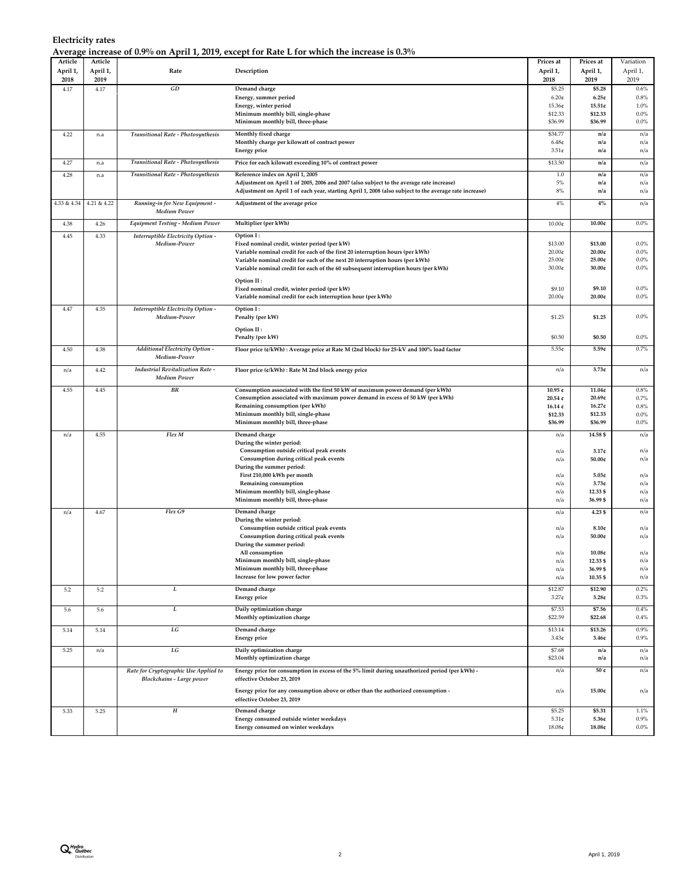**Electricity rates**

**Average increase of 0.9% on April 1, 2019, except for Rate L for which the increase is 0.3%**

| Article April 1, 2018 | Article April 1, 2019 | Rate | Description | Prices at April 1, 2018 | Prices at April 1, 2019 | Variation April 1, 2019 |
|---|---|---|---|---|---|---|
| 4.17 | 4.17 | *GD* | **Demand charge** | $5.25 | **$5.28** | 0.6% |
| | | | **Energy, summer period** | 6.20¢ | **6.25¢** | 0.8% |
| | | | **Energy, winter period** | 15.36¢ | **15.51¢** | 1.0% |
| | | | **Minimum monthly bill, single-phase** | $12.33 | **$12.33** | 0.0% |
| | | | **Minimum monthly bill, three-phase** | $36.99 | **$36.99** | 0.0% |
| 4.22 | n.a | *Transitional Rate - Photosynthesis* | **Monthly fixed charge** | $34.77 | **n/a** | n/a |
| | | | **Monthly charge per kilowatt of contract power** | 6.48¢ | **n/a** | n/a |
| | | | **Energy price** | 3.51¢ | **n/a** | n/a |
| 4.27 | n.a | *Transitional Rate - Photosynthesis* | **Price for each kilowatt exceeding 10% of contract power** | $13.50 | **n/a** | n/a |
| 4.28 | n.a | *Transitional Rate - Photosynthesis* | **Reference index on April 1, 2005** | 1.0 | **n/a** | n/a |
| | | | **Adjustment on April 1 of 2005, 2006 and 2007 (also subject to the average rate increase)** | 5% | **n/a** | n/a |
| | | | **Adjustment on April 1 of each year, starting April 1, 2008 (also subject to the average rate increase)** | 8% | **n/a** | n/a |
| 4.33 & 4.34 | 4.21 & 4.22 | *Running-in for New Equipment - Medium Power* | **Adjustment of the average price** | 4% | **4%** | n/a |
| 4.38 | 4.26 | *Equipment Testing - Medium Power* | **Multiplier (per kWh)** | 10.00¢ | **10.00¢** | 0.0% |
| 4.45 | 4.33 | *Interruptible Electricity Option - Medium-Power* | **Option I :** | | | |
| | | | **Fixed nominal credit, winter period (per kW)** | $13.00 | **$13.00** | 0.0% |
| | | | **Variable nominal credit for each of the first 20 interruption hours (per kWh)** | 20.00¢ | **20.00¢** | 0.0% |
| | | | **Variable nominal credit for each of the next 20 interruption hours (per kWh)** | 25.00¢ | **25.00¢** | 0.0% |
| | | | **Variable nominal credit for each of the 60 subsequent interruption hours (per kWh)** | 30.00¢ | **30.00¢** | 0.0% |
| | | | **Option II :** | | | |
| | | | **Fixed nominal credit, winter period (per kW)** | $9.10 | **$9.10** | 0.0% |
| | | | **Variable nominal credit for each interruption hour (per kWh)** | 20.00¢ | **20.00¢** | 0.0% |
| 4.47 | 4.35 | *Interruptible Electricity Option - Medium-Power* | **Option I :** | | | |
| | | | **Penalty (per kW)** | $1.25 | **$1.25** | 0.0% |
| | | | **Option II :** | | | |
| | | | **Penalty (per kW)** | $0.50 | **$0.50** | 0.0% |
| 4.50 | 4.38 | *Additional Electricity Option - Medium-Power* | **Floor price (¢/kWh) : Average price at Rate M (2nd block) for 25-kV and 100% load factor** | 5.55¢ | **5.59¢** | 0.7% |
| n/a | 4.42 | *Industrial Revitalization Rate - Medium Power* | **Floor price (¢/kWh) : Rate M 2nd block energy price** | n/a | **3.73¢** | n/a |
| 4.55 | 4.45 | *BR* | **Consumption associated with the first 50 kW of maximum power demand (per kWh)** | **10.95 ¢** | 11.04¢ | 0.8% |
| | | | **Consumption associated with maximum power demand in excess of 50 kW (per kWh)** | **20.54 ¢** | 20.69¢ | 0.7% |
| | | | **Remaining consumption (per kWh)** | **16.14 ¢** | 16.27¢ | 0.8% |
| | | | **Minimum monthly bill, single-phase** | **$12.33** | $12.33 | 0.0% |
| | | | **Minimum monthly bill, three-phase** | **$36.99** | $36.99 | 0.0% |
| n/a | 4.55 | *Flex M* | **Demand charge** | n/a | **14.58 $** | n/a |
| | | | **During the winter period:** | | | |
| | | | **Consumption outside critical peak events** | n/a | **3.17¢** | n/a |
| | | | **Consumption during critical peak events** | n/a | **50.00¢** | n/a |
| | | | **During the summer period:** | | | |
| | | | **First 210,000 kWh per month** | n/a | **5.03¢** | n/a |
| | | | **Remaining consumption** | n/a | **3.73¢** | n/a |
| | | | **Minimum monthly bill, single-phase** | n/a | **12.33 $** | n/a |
| | | | **Minimum monthly bill, three-phase** | n/a | **36.99 $** | n/a |
| n/a | 4.67 | *Flex G9* | **Demand charge** | n/a | **4.23 $** | n/a |
| | | | **During the winter period:** | | | |
| | | | **Consumption outside critical peak events** | n/a | **8.10¢** | n/a |
| | | | **Consumption during critical peak events** | n/a | **50.00¢** | n/a |
| | | | **During the summer period:** | | | |
| | | | **All consumption** | n/a | **10.08¢** | n/a |
| | | | **Minimum monthly bill, single-phase** | n/a | **12.33 $** | n/a |
| | | | **Minimum monthly bill, three-phase** | n/a | **36.99 $** | n/a |
| | | | **Increase for low power factor** | n/a | **10.35 $** | n/a |
| 5.2 | 5.2 | *L* | **Demand charge** | $12.87 | **$12.90** | 0.2% |
| | | | **Energy price** | 3.27¢ | **3.28¢** | 0.3% |
| 5.6 | 5.6 | *L* | **Daily optimization charge** | $7.53 | **$7.56** | 0.4% |
| | | | **Monthly optimization charge** | $22.59 | **$22.68** | 0.4% |
| 5.14 | 5.14 | *LG* | **Demand charge** | $13.14 | **$13.26** | 0.9% |
| | | | **Energy price** | 3.43¢ | **3.46¢** | 0.9% |
| 5.25 | n/a | *LG* | **Daily optimization charge** | $7.68 | **n/a** | n/a |
| | | | **Monthly optimization charge** | $23.04 | **n/a** | n/a |
| | | *Rate for Cryptographic Use Applied to Blockchains - Large power* | **Energy price for consumption in excess of the 5% limit during unauthorized period (per kWh) - effective October 23, 2019** | n/a | **50 ¢** | n/a |
| | | | **Energy price for any consumption above or other than the authorized consumption - effective October 23, 2019** | n/a | **15.00¢** | n/a |
| 5.33 | 5.25 | *H* | **Demand charge** | $5.25 | **$5.31** | 1.1% |
| | | | **Energy consumed outside winter weekdays** | 5.31¢ | **5.36¢** | 0.9% |
| | | | **Energy consumed on winter weekdays** | 18.08¢ | **18.08¢** | 0.0% |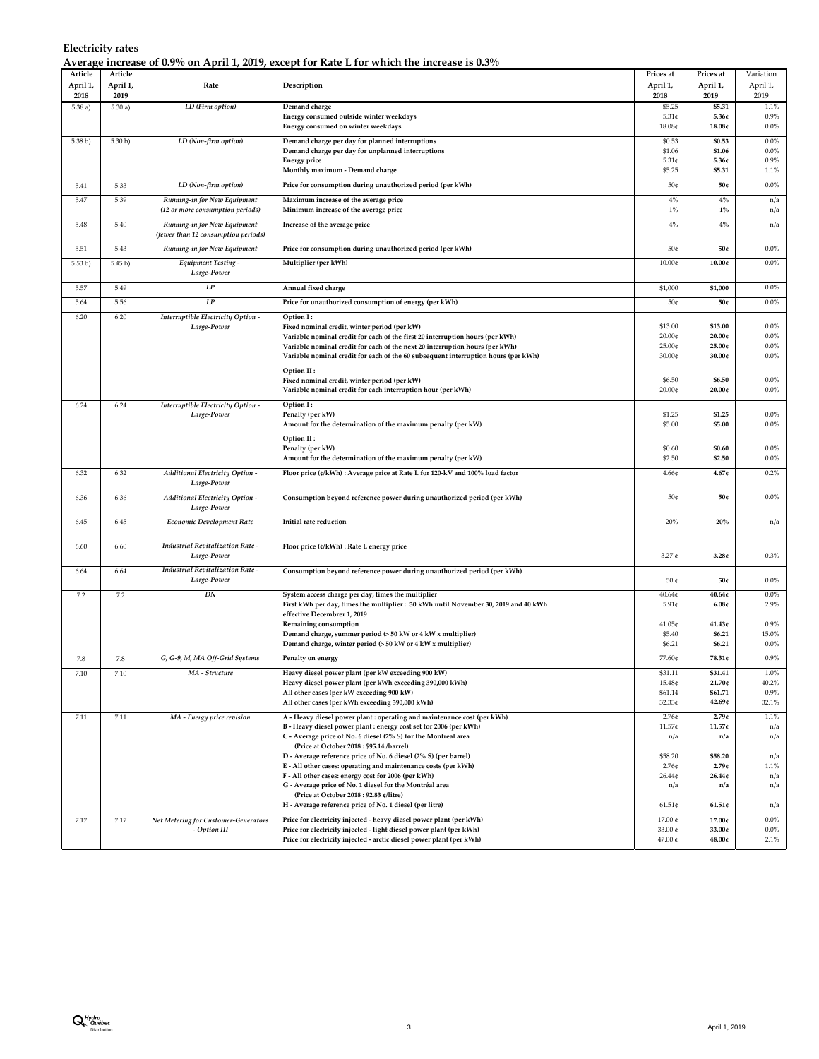**Electricity rates**

**Average increase of 0.9% on April 1, 2019, except for Rate L for which the increase is 0.3%**

| Article April 1, 2018 | Article April 1, 2019 | Rate | Description | Prices at April 1, 2018 | Prices at April 1, 2019 | Variation April 1, 2019 |
|---|---|---|---|---|---|---|
| 5.38 a) | 5.30 a) | *LD (Firm option)* | Demand charge | $5.25 | **$5.31** | 1.1% |
| | | | Energy consumed outside winter weekdays | 5.31¢ | **5.36¢** | 0.9% |
| | | | Energy consumed on winter weekdays | 18.08¢ | **18.08¢** | 0.0% |
| 5.38 b) | 5.30 b) | *LD (Non-firm option)* | Demand charge per day for planned interruptions | $0.53 | **$0.53** | 0.0% |
| | | | Demand charge per day for unplanned interruptions | $1.06 | **$1.06** | 0.0% |
| | | | Energy price | 5.31¢ | **5.36¢** | 0.9% |
| | | | Monthly maximum - Demand charge | $5.25 | **$5.31** | 1.1% |
| 5.41 | 5.33 | *LD (Non-firm option)* | Price for consumption during unauthorized period (per kWh) | 50¢ | **50¢** | 0.0% |
| 5.47 | 5.39 | *Running-in for New Equipment (12 or more consumption periods)* | Maximum increase of the average price | 4% | **4%** | n/a |
| | | | Minimum increase of the average price | 1% | **1%** | n/a |
| 5.48 | 5.40 | *Running-in for New Equipment (fewer than 12 consumption periods)* | Increase of the average price | 4% | **4%** | n/a |
| 5.51 | 5.43 | *Running-in for New Equipment* | Price for consumption during unauthorized period (per kWh) | 50¢ | **50¢** | 0.0% |
| 5.53 b) | 5.45 b) | *Equipment Testing - Large-Power* | Multiplier (per kWh) | 10.00¢ | **10.00¢** | 0.0% |
| 5.57 | 5.49 | *LP* | Annual fixed charge | $1,000 | **$1,000** | 0.0% |
| 5.64 | 5.56 | *LP* | Price for unauthorized consumption of energy (per kWh) | 50¢ | **50¢** | 0.0% |
| 6.20 | 6.20 | *Interruptible Electricity Option - Large-Power* | Option I : | | | |
| | | | Fixed nominal credit, winter period (per kW) | $13.00 | **$13.00** | 0.0% |
| | | | Variable nominal credit for each of the first 20 interruption hours (per kWh) | 20.00¢ | **20.00¢** | 0.0% |
| | | | Variable nominal credit for each of the next 20 interruption hours (per kWh) | 25.00¢ | **25.00¢** | 0.0% |
| | | | Variable nominal credit for each of the 60 subsequent interruption hours (per kWh) | 30.00¢ | **30.00¢** | 0.0% |
| | | | Option II : | | | |
| | | | Fixed nominal credit, winter period (per kW) | $6.50 | **$6.50** | 0.0% |
| | | | Variable nominal credit for each interruption hour (per kWh) | 20.00¢ | **20.00¢** | 0.0% |
| 6.24 | 6.24 | *Interruptible Electricity Option - Large-Power* | Option I : | | | |
| | | | Penalty (per kW) | $1.25 | **$1.25** | 0.0% |
| | | | Amount for the determination of the maximum penalty (per kW) | $5.00 | **$5.00** | 0.0% |
| | | | Option II : | | | |
| | | | Penalty (per kW) | $0.60 | **$0.60** | 0.0% |
| | | | Amount for the determination of the maximum penalty (per kW) | $2.50 | **$2.50** | 0.0% |
| 6.32 | 6.32 | *Additional Electricity Option - Large-Power* | Floor price (¢/kWh) : Average price at Rate L for 120-kV and 100% load factor | 4.66¢ | **4.67¢** | 0.2% |
| 6.36 | 6.36 | *Additional Electricity Option - Large-Power* | Consumption beyond reference power during unauthorized period (per kWh) | 50¢ | **50¢** | 0.0% |
| 6.45 | 6.45 | *Economic Development Rate* | Initial rate reduction | 20% | **20%** | n/a |
| 6.60 | 6.60 | *Industrial Revitalization Rate - Large-Power* | Floor price (¢/kWh) : Rate L energy price | 3.27 ¢ | **3.28¢** | 0.3% |
| 6.64 | 6.64 | *Industrial Revitalization Rate - Large-Power* | Consumption beyond reference power during unauthorized period (per kWh) | 50 ¢ | **50¢** | 0.0% |
| 7.2 | 7.2 | *DN* | System access charge per day, times the multiplier | 40.64¢ | **40.64¢** | 0.0% |
| | | | First kWh per day, times the multiplier : 30 kWh until November 30, 2019 and 40 kWh effective Decembrer 1, 2019 | 5.91¢ | **6.08¢** | 2.9% |
| | | | Remaining consumption | 41.05¢ | **41.43¢** | 0.9% |
| | | | Demand charge, summer period (> 50 kW or 4 kW x multiplier) | $5.40 | **$6.21** | 15.0% |
| | | | Demand charge, winter period (> 50 kW or 4 kW x multiplier) | $6.21 | **$6.21** | 0.0% |
| 7.8 | 7.8 | *G, G-9, M, MA Off-Grid Systems* | Penalty on energy | 77.60¢ | **78.31¢** | 0.9% |
| 7.10 | 7.10 | *MA - Structure* | Heavy diesel power plant (per kW exceeding 900 kW) | $31.11 | **$31.41** | 1.0% |
| | | | Heavy diesel power plant (per kWh exceeding 390,000 kWh) | 15.48¢ | **21.70¢** | 40.2% |
| | | | All other cases (per kW exceeding 900 kW) | $61.14 | **$61.71** | 0.9% |
| | | | All other cases (per kWh exceeding 390,000 kWh) | 32.33¢ | **42.69¢** | 32.1% |
| 7.11 | 7.11 | *MA - Energy price revision* | A - Heavy diesel power plant : operating and maintenance cost (per kWh) | 2.76¢ | **2.79¢** | 1.1% |
| | | | B - Heavy diesel power plant : energy cost set for 2006 (per kWh) | 11.57¢ | **11.57¢** | n/a |
| | | | C - Average price of No. 6 diesel (2% S) for the Montréal area (Price at October 2018 : $95.14 /barrel) | n/a | **n/a** | n/a |
| | | | D - Average reference price of No. 6 diesel (2% S) (per barrel) | $58.20 | **$58.20** | n/a |
| | | | E - All other cases: operating and maintenance costs (per kWh) | 2.76¢ | **2.79¢** | 1.1% |
| | | | F - All other cases: energy cost for 2006 (per kWh) | 26.44¢ | **26.44¢** | n/a |
| | | | G - Average price of No. 1 diesel for the Montréal area (Price at October 2018 : 92.83 ¢/litre) | n/a | **n/a** | n/a |
| | | | H - Average reference price of No. 1 diesel (per litre) | 61.51¢ | **61.51¢** | n/a |
| 7.17 | 7.17 | *Net Metering for Customer-Generators - Option III* | Price for electricity injected - heavy diesel power plant (per kWh) | 17.00 ¢ | **17.00¢** | 0.0% |
| | | | Price for electricity injected - light diesel power plant (per kWh) | 33.00 ¢ | **33.00¢** | 0.0% |
| | | | Price for electricity injected - arctic diesel power plant (per kWh) | 47.00 ¢ | **48.00¢** | 2.1% |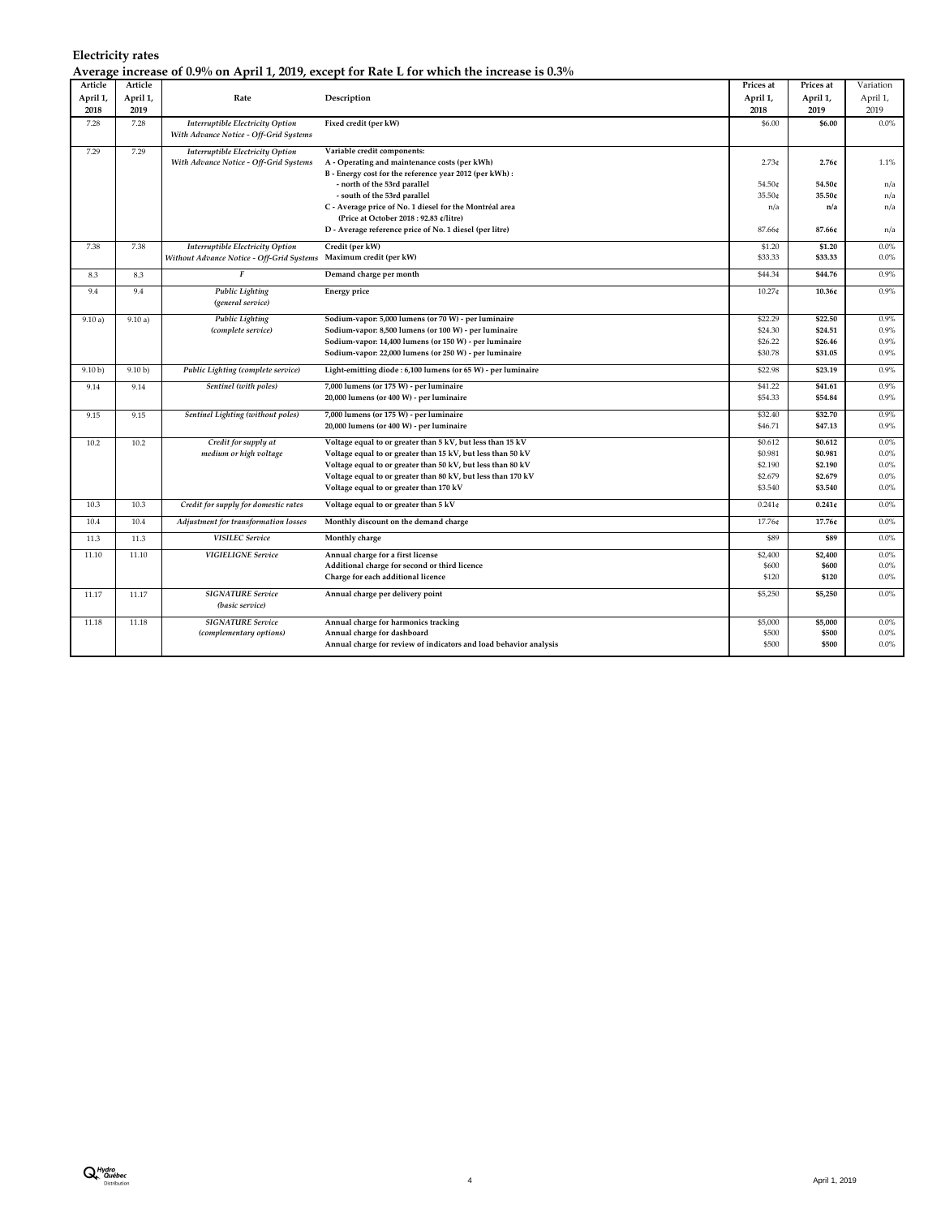## Electricity rates

### Average increase of 0.9% on April 1, 2019, except for Rate L for which the increase is 0.3%

| Article April 1, 2018 | Article April 1, 2019 | Rate | Description | Prices at April 1, 2018 | Prices at April 1, 2019 | Variation April 1, 2019 |
|---|---|---|---|---|---|---|
| 7.28 | 7.28 | *Interruptible Electricity Option With Advance Notice - Off-Grid Systems* | **Fixed credit (per kW)** | $6.00 | **$6.00** | 0.0% |
| 7.29 | 7.29 | *Interruptible Electricity Option With Advance Notice - Off-Grid Systems* | **Variable credit components:** | | | |
| | | | **A - Operating and maintenance costs (per kWh)** | 2.73¢ | **2.76¢** | 1.1% |
| | | | **B - Energy cost for the reference year 2012 (per kWh) :** | | | |
| | | | **- north of the 53rd parallel** | 54.50¢ | **54.50¢** | n/a |
| | | | **- south of the 53rd parallel** | 35.50¢ | **35.50¢** | n/a |
| | | | **C - Average price of No. 1 diesel for the Montréal area (Price at October 2018 : 92.83 ¢/litre)** | n/a | **n/a** | n/a |
| | | | **D - Average reference price of No. 1 diesel (per litre)** | 87.66¢ | **87.66¢** | n/a |
| 7.38 | 7.38 | *Interruptible Electricity Option Without Advance Notice - Off-Grid Systems* | **Credit (per kW)** | $1.20 | **$1.20** | 0.0% |
| | | | **Maximum credit (per kW)** | $33.33 | **$33.33** | 0.0% |
| 8.3 | 8.3 | *F* | **Demand charge per month** | $44.34 | **$44.76** | 0.9% |
| 9.4 | 9.4 | *Public Lighting (general service)* | **Energy price** | 10.27¢ | **10.36¢** | 0.9% |
| 9.10 a) | 9.10 a) | *Public Lighting (complete service)* | **Sodium-vapor: 5,000 lumens (or 70 W) - per luminaire** | $22.29 | **$22.50** | 0.9% |
| | | | **Sodium-vapor: 8,500 lumens (or 100 W) - per luminaire** | $24.30 | **$24.51** | 0.9% |
| | | | **Sodium-vapor: 14,400 lumens (or 150 W) - per luminaire** | $26.22 | **$26.46** | 0.9% |
| | | | **Sodium-vapor: 22,000 lumens (or 250 W) - per luminaire** | $30.78 | **$31.05** | 0.9% |
| 9.10 b) | 9.10 b) | *Public Lighting (complete service)* | **Light-emitting diode : 6,100 lumens (or 65 W) - per luminaire** | $22.98 | **$23.19** | 0.9% |
| 9.14 | 9.14 | *Sentinel (with poles)* | **7,000 lumens (or 175 W) - per luminaire** | $41.22 | **$41.61** | 0.9% |
| | | | **20,000 lumens (or 400 W) - per luminaire** | $54.33 | **$54.84** | 0.9% |
| 9.15 | 9.15 | *Sentinel Lighting (without poles)* | **7,000 lumens (or 175 W) - per luminaire** | $32.40 | **$32.70** | 0.9% |
| | | | **20,000 lumens (or 400 W) - per luminaire** | $46.71 | **$47.13** | 0.9% |
| 10.2 | 10.2 | *Credit for supply at medium or high voltage* | **Voltage equal to or greater than 5 kV, but less than 15 kV** | $0.612 | **$0.612** | 0.0% |
| | | | **Voltage equal to or greater than 15 kV, but less than 50 kV** | $0.981 | **$0.981** | 0.0% |
| | | | **Voltage equal to or greater than 50 kV, but less than 80 kV** | $2.190 | **$2.190** | 0.0% |
| | | | **Voltage equal to or greater than 80 kV, but less than 170 kV** | $2.679 | **$2.679** | 0.0% |
| | | | **Voltage equal to or greater than 170 kV** | $3.540 | **$3.540** | 0.0% |
| 10.3 | 10.3 | *Credit for supply for domestic rates* | **Voltage equal to or greater than 5 kV** | 0.241¢ | **0.241¢** | 0.0% |
| 10.4 | 10.4 | *Adjustment for transformation losses* | **Monthly discount on the demand charge** | 17.76¢ | **17.76¢** | 0.0% |
| 11.3 | 11.3 | *VISILEC Service* | **Monthly charge** | $89 | **$89** | 0.0% |
| 11.10 | 11.10 | *VIGIELIGNE Service* | **Annual charge for a first license** | $2,400 | **$2,400** | 0.0% |
| | | | **Additional charge for second or third licence** | $600 | **$600** | 0.0% |
| | | | **Charge for each additional licence** | $120 | **$120** | 0.0% |
| 11.17 | 11.17 | *SIGNATURE Service (basic service)* | **Annual charge per delivery point** | $5,250 | **$5,250** | 0.0% |
| 11.18 | 11.18 | *SIGNATURE Service (complementary options)* | **Annual charge for harmonics tracking** | $5,000 | **$5,000** | 0.0% |
| | | | **Annual charge for dashboard** | $500 | **$500** | 0.0% |
| | | | **Annual charge for review of indicators and load behavior analysis** | $500 | **$500** | 0.0% |